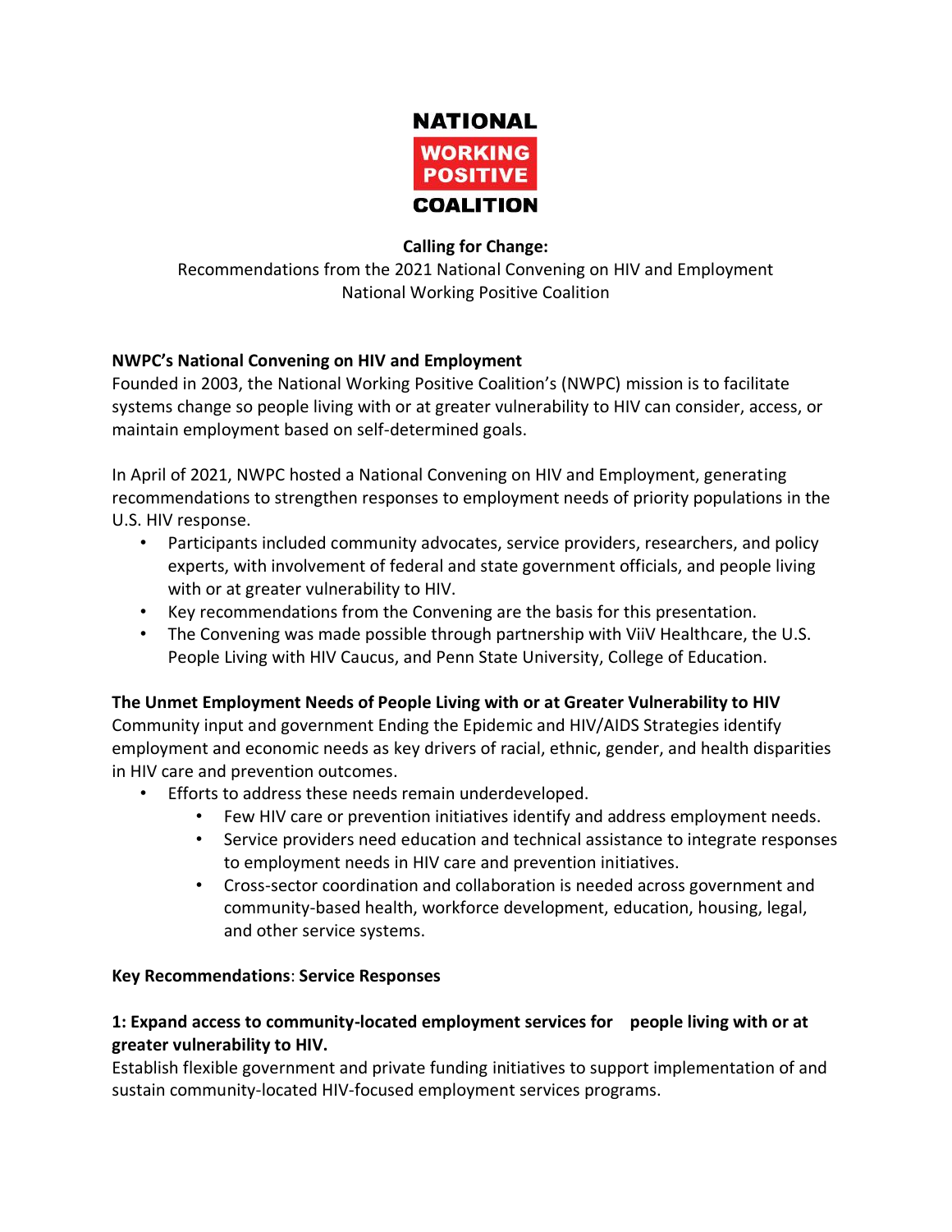NATIONAL
WORKING
POSITIVE
COALITION

**Calling for Change:**

Recommendations from the 2021 National Convening on HIV and Employment
National Working Positive Coalition

## NWPC's National Convening on HIV and Employment

Founded in 2003, the National Working Positive Coalition's (NWPC) mission is to facilitate systems change so people living with or at greater vulnerability to HIV can consider, access, or maintain employment based on self-determined goals.

In April of 2021, NWPC hosted a National Convening on HIV and Employment, generating recommendations to strengthen responses to employment needs of priority populations in the U.S. HIV response.

- Participants included community advocates, service providers, researchers, and policy experts, with involvement of federal and state government officials, and people living with or at greater vulnerability to HIV.
- Key recommendations from the Convening are the basis for this presentation.
- The Convening was made possible through partnership with ViiV Healthcare, the U.S. People Living with HIV Caucus, and Penn State University, College of Education.

## The Unmet Employment Needs of People Living with or at Greater Vulnerability to HIV

Community input and government Ending the Epidemic and HIV/AIDS Strategies identify employment and economic needs as key drivers of racial, ethnic, gender, and health disparities in HIV care and prevention outcomes.

- Efforts to address these needs remain underdeveloped.
    - Few HIV care or prevention initiatives identify and address employment needs.
    - Service providers need education and technical assistance to integrate responses to employment needs in HIV care and prevention initiatives.
    - Cross-sector coordination and collaboration is needed across government and community-based health, workforce development, education, housing, legal, and other service systems.

## Key Recommendations: Service Responses

### 1: Expand access to community-located employment services for people living with or at greater vulnerability to HIV.

Establish flexible government and private funding initiatives to support implementation of and sustain community-located HIV-focused employment services programs.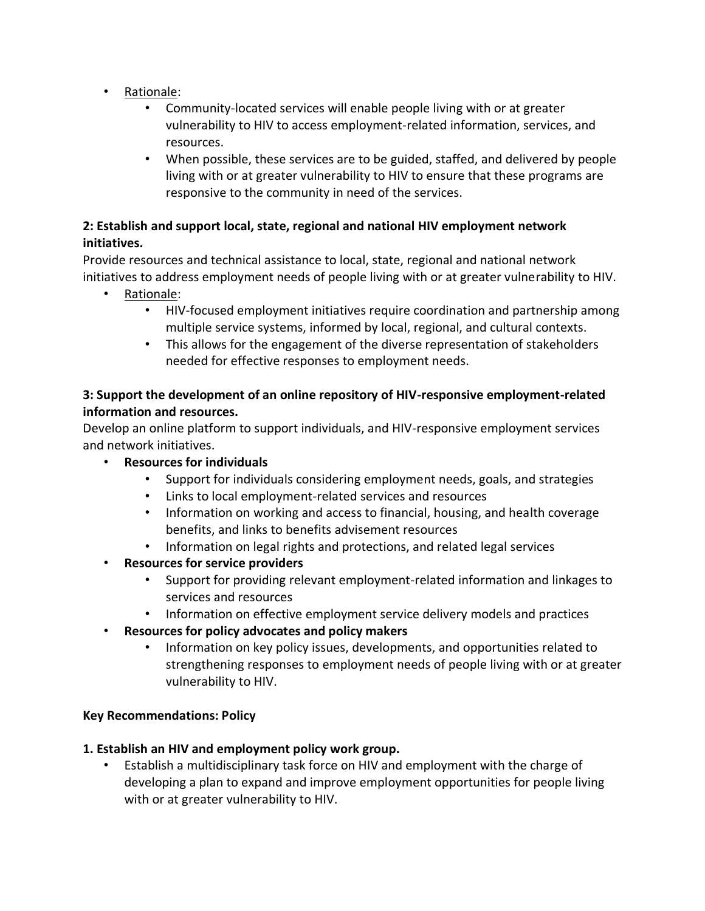- Rationale:
    - Community-located services will enable people living with or at greater vulnerability to HIV to access employment-related information, services, and resources.
    - When possible, these services are to be guided, staffed, and delivered by people living with or at greater vulnerability to HIV to ensure that these programs are responsive to the community in need of the services.

**2: Establish and support local, state, regional and national HIV employment network initiatives.**

Provide resources and technical assistance to local, state, regional and national network initiatives to address employment needs of people living with or at greater vulnerability to HIV.

- Rationale:
    - HIV-focused employment initiatives require coordination and partnership among multiple service systems, informed by local, regional, and cultural contexts.
    - This allows for the engagement of the diverse representation of stakeholders needed for effective responses to employment needs.

**3: Support the development of an online repository of HIV-responsive employment-related information and resources.**

Develop an online platform to support individuals, and HIV-responsive employment services and network initiatives.

- **Resources for individuals**
    - Support for individuals considering employment needs, goals, and strategies
    - Links to local employment-related services and resources
    - Information on working and access to financial, housing, and health coverage benefits, and links to benefits advisement resources
    - Information on legal rights and protections, and related legal services
- **Resources for service providers**
    - Support for providing relevant employment-related information and linkages to services and resources
    - Information on effective employment service delivery models and practices
- **Resources for policy advocates and policy makers**
    - Information on key policy issues, developments, and opportunities related to strengthening responses to employment needs of people living with or at greater vulnerability to HIV.

**Key Recommendations: Policy**

**1. Establish an HIV and employment policy work group.**

- Establish a multidisciplinary task force on HIV and employment with the charge of developing a plan to expand and improve employment opportunities for people living with or at greater vulnerability to HIV.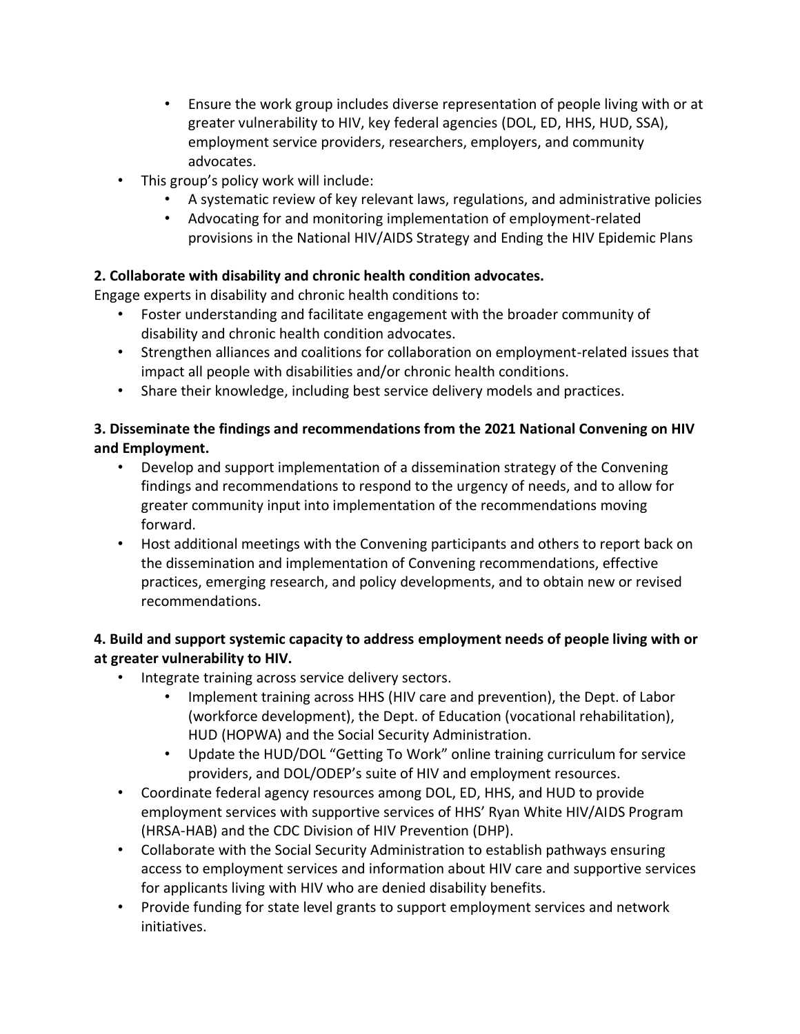- Ensure the work group includes diverse representation of people living with or at greater vulnerability to HIV, key federal agencies (DOL, ED, HHS, HUD, SSA), employment service providers, researchers, employers, and community advocates.
- This group's policy work will include:
    - A systematic review of key relevant laws, regulations, and administrative policies
    - Advocating for and monitoring implementation of employment-related provisions in the National HIV/AIDS Strategy and Ending the HIV Epidemic Plans

**2. Collaborate with disability and chronic health condition advocates.**

Engage experts in disability and chronic health conditions to:

- Foster understanding and facilitate engagement with the broader community of disability and chronic health condition advocates.
- Strengthen alliances and coalitions for collaboration on employment-related issues that impact all people with disabilities and/or chronic health conditions.
- Share their knowledge, including best service delivery models and practices.

**3. Disseminate the findings and recommendations from the 2021 National Convening on HIV and Employment.**

- Develop and support implementation of a dissemination strategy of the Convening findings and recommendations to respond to the urgency of needs, and to allow for greater community input into implementation of the recommendations moving forward.
- Host additional meetings with the Convening participants and others to report back on the dissemination and implementation of Convening recommendations, effective practices, emerging research, and policy developments, and to obtain new or revised recommendations.

**4. Build and support systemic capacity to address employment needs of people living with or at greater vulnerability to HIV.**

- Integrate training across service delivery sectors.
    - Implement training across HHS (HIV care and prevention), the Dept. of Labor (workforce development), the Dept. of Education (vocational rehabilitation), HUD (HOPWA) and the Social Security Administration.
    - Update the HUD/DOL "Getting To Work" online training curriculum for service providers, and DOL/ODEP's suite of HIV and employment resources.
- Coordinate federal agency resources among DOL, ED, HHS, and HUD to provide employment services with supportive services of HHS' Ryan White HIV/AIDS Program (HRSA-HAB) and the CDC Division of HIV Prevention (DHP).
- Collaborate with the Social Security Administration to establish pathways ensuring access to employment services and information about HIV care and supportive services for applicants living with HIV who are denied disability benefits.
- Provide funding for state level grants to support employment services and network initiatives.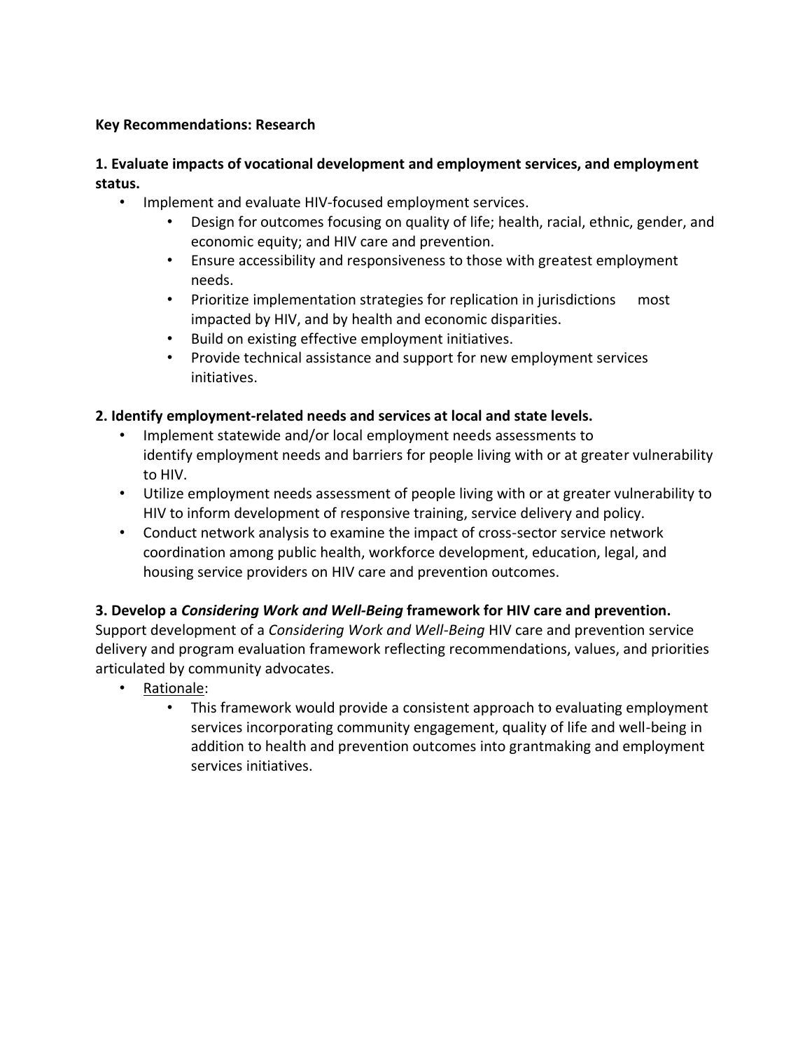**Key Recommendations: Research**

**1. Evaluate impacts of vocational development and employment services, and employment status.**

- Implement and evaluate HIV-focused employment services.
    - Design for outcomes focusing on quality of life; health, racial, ethnic, gender, and economic equity; and HIV care and prevention.
    - Ensure accessibility and responsiveness to those with greatest employment needs.
    - Prioritize implementation strategies for replication in jurisdictions most impacted by HIV, and by health and economic disparities.
    - Build on existing effective employment initiatives.
    - Provide technical assistance and support for new employment services initiatives.

**2. Identify employment-related needs and services at local and state levels.**

- Implement statewide and/or local employment needs assessments to identify employment needs and barriers for people living with or at greater vulnerability to HIV.
- Utilize employment needs assessment of people living with or at greater vulnerability to HIV to inform development of responsive training, service delivery and policy.
- Conduct network analysis to examine the impact of cross-sector service network coordination among public health, workforce development, education, legal, and housing service providers on HIV care and prevention outcomes.

**3. Develop a *Considering Work and Well-Being* framework for HIV care and prevention.**

Support development of a *Considering Work and Well-Being* HIV care and prevention service delivery and program evaluation framework reflecting recommendations, values, and priorities articulated by community advocates.

- <u>Rationale</u>:
    - This framework would provide a consistent approach to evaluating employment services incorporating community engagement, quality of life and well-being in addition to health and prevention outcomes into grantmaking and employment services initiatives.